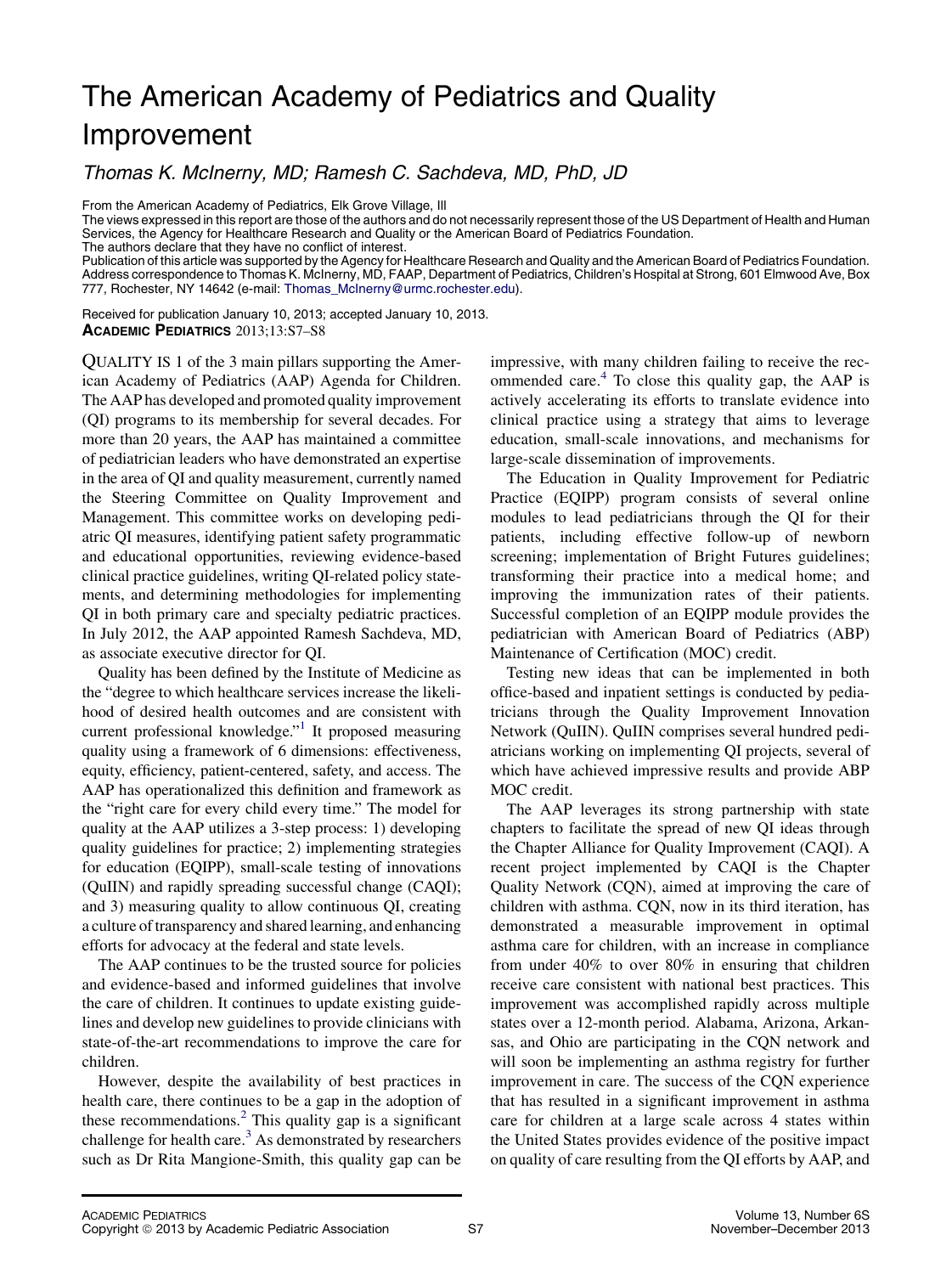# The American Academy of Pediatrics and Quality Improvement

*Thomas K. McInerny, MD; Ramesh C. Sachdeva, MD, PhD, JD*

From the American Academy of Pediatrics, Elk Grove Village, Ill

The views expressed in this report are those of the authors and do not necessarily represent those of the US Department of Health and Human Services, the Agency for Healthcare Research and Quality or the American Board of Pediatrics Foundation.

The authors declare that they have no conflict of interest.

Publication of this article was supported by the Agency for Healthcare Research and Quality and the American Board of Pediatrics Foundation.

Address correspondence to Thomas K. McInerny, MD, FAAP, Department of Pediatrics, Children's Hospital at Strong, 601 Elmwood Ave, Box 777, Rochester, NY 14642 (e-mail: Thomas_McInerny@urmc.rochester.edu).

Received for publication January 10, 2013; accepted January 10, 2013.

**ACADEMIC PEDIATRICS** 2013;13:S7–S8

QUALITY IS 1 of the 3 main pillars supporting the American Academy of Pediatrics (AAP) Agenda for Children. The AAP has developed and promoted quality improvement (QI) programs to its membership for several decades. For more than 20 years, the AAP has maintained a committee of pediatrician leaders who have demonstrated an expertise in the area of QI and quality measurement, currently named the Steering Committee on Quality Improvement and Management. This committee works on developing pediatric QI measures, identifying patient safety programmatic and educational opportunities, reviewing evidence-based clinical practice guidelines, writing QI-related policy statements, and determining methodologies for implementing QI in both primary care and specialty pediatric practices. In July 2012, the AAP appointed Ramesh Sachdeva, MD, as associate executive director for QI.

Quality has been defined by the Institute of Medicine as the "degree to which healthcare services increase the likelihood of desired health outcomes and are consistent with current professional knowledge."[1] It proposed measuring quality using a framework of 6 dimensions: effectiveness, equity, efficiency, patient-centered, safety, and access. The AAP has operationalized this definition and framework as the "right care for every child every time." The model for quality at the AAP utilizes a 3-step process: 1) developing quality guidelines for practice; 2) implementing strategies for education (EQIPP), small-scale testing of innovations (QuIIN) and rapidly spreading successful change (CAQI); and 3) measuring quality to allow continuous QI, creating a culture of transparency and shared learning, and enhancing efforts for advocacy at the federal and state levels.

The AAP continues to be the trusted source for policies and evidence-based and informed guidelines that involve the care of children. It continues to update existing guidelines and develop new guidelines to provide clinicians with state-of-the-art recommendations to improve the care for children.

However, despite the availability of best practices in health care, there continues to be a gap in the adoption of these recommendations.[2] This quality gap is a significant challenge for health care.[3] As demonstrated by researchers such as Dr Rita Mangione-Smith, this quality gap can be impressive, with many children failing to receive the recommended care.[4] To close this quality gap, the AAP is actively accelerating its efforts to translate evidence into clinical practice using a strategy that aims to leverage education, small-scale innovations, and mechanisms for large-scale dissemination of improvements.

The Education in Quality Improvement for Pediatric Practice (EQIPP) program consists of several online modules to lead pediatricians through the QI for their patients, including effective follow-up of newborn screening; implementation of Bright Futures guidelines; transforming their practice into a medical home; and improving the immunization rates of their patients. Successful completion of an EQIPP module provides the pediatrician with American Board of Pediatrics (ABP) Maintenance of Certification (MOC) credit.

Testing new ideas that can be implemented in both office-based and inpatient settings is conducted by pediatricians through the Quality Improvement Innovation Network (QuIIN). QuIIN comprises several hundred pediatricians working on implementing QI projects, several of which have achieved impressive results and provide ABP MOC credit.

The AAP leverages its strong partnership with state chapters to facilitate the spread of new QI ideas through the Chapter Alliance for Quality Improvement (CAQI). A recent project implemented by CAQI is the Chapter Quality Network (CQN), aimed at improving the care of children with asthma. CQN, now in its third iteration, has demonstrated a measurable improvement in optimal asthma care for children, with an increase in compliance from under 40% to over 80% in ensuring that children receive care consistent with national best practices. This improvement was accomplished rapidly across multiple states over a 12-month period. Alabama, Arizona, Arkansas, and Ohio are participating in the CQN network and will soon be implementing an asthma registry for further improvement in care. The success of the CQN experience that has resulted in a significant improvement in asthma care for children at a large scale across 4 states within the United States provides evidence of the positive impact on quality of care resulting from the QI efforts by AAP, and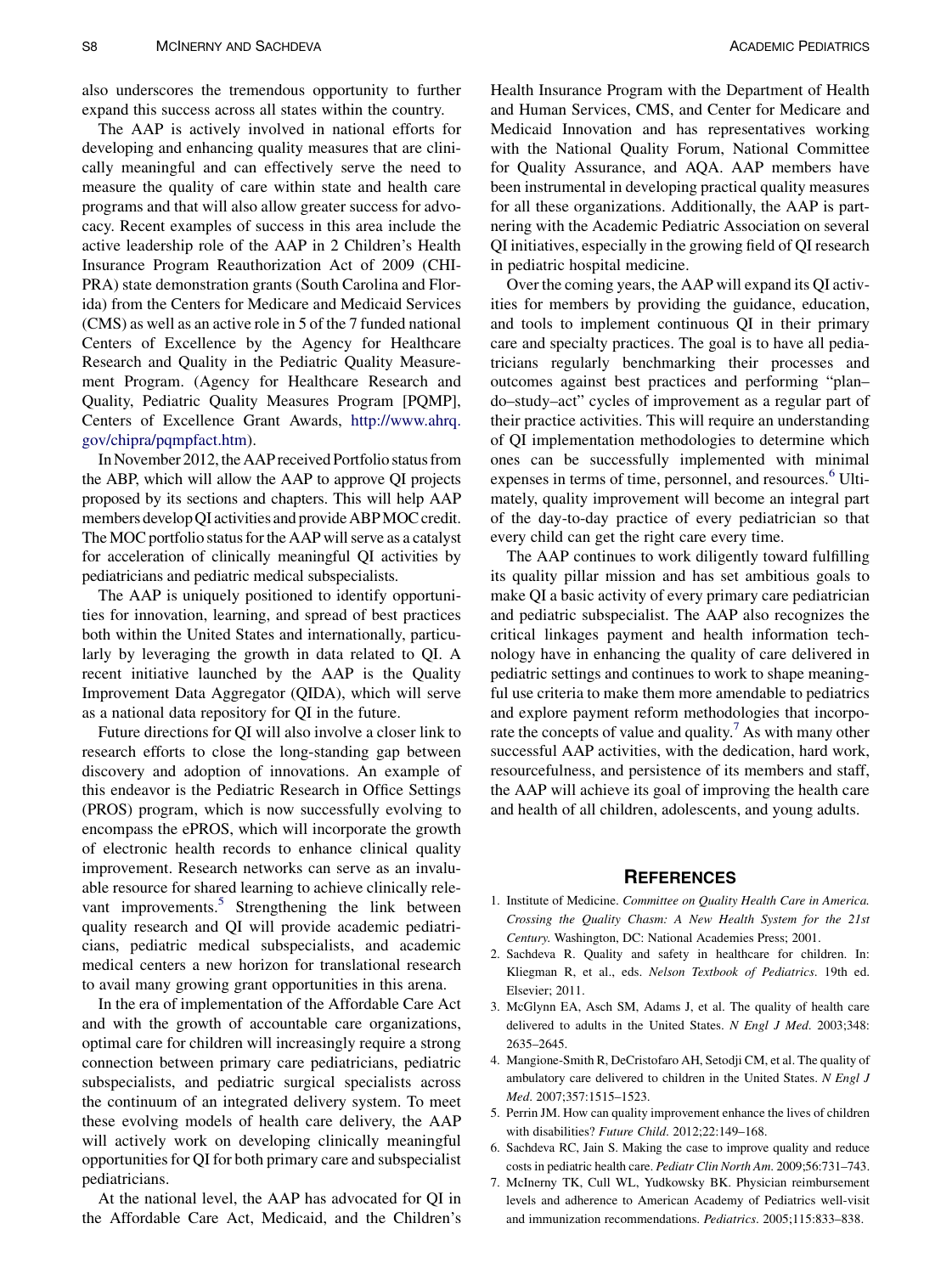also underscores the tremendous opportunity to further expand this success across all states within the country.

The AAP is actively involved in national efforts for developing and enhancing quality measures that are clinically meaningful and can effectively serve the need to measure the quality of care within state and health care programs and that will also allow greater success for advocacy. Recent examples of success in this area include the active leadership role of the AAP in 2 Children's Health Insurance Program Reauthorization Act of 2009 (CHIPRA) state demonstration grants (South Carolina and Florida) from the Centers for Medicare and Medicaid Services (CMS) as well as an active role in 5 of the 7 funded national Centers of Excellence by the Agency for Healthcare Research and Quality in the Pediatric Quality Measurement Program. (Agency for Healthcare Research and Quality, Pediatric Quality Measures Program [PQMP], Centers of Excellence Grant Awards, http://www.ahrq.gov/chipra/pqmpfact.htm).

In November 2012, the AAP received Portfolio status from the ABP, which will allow the AAP to approve QI projects proposed by its sections and chapters. This will help AAP members develop QI activities and provide ABP MOC credit. The MOC portfolio status for the AAP will serve as a catalyst for acceleration of clinically meaningful QI activities by pediatricians and pediatric medical subspecialists.

The AAP is uniquely positioned to identify opportunities for innovation, learning, and spread of best practices both within the United States and internationally, particularly by leveraging the growth in data related to QI. A recent initiative launched by the AAP is the Quality Improvement Data Aggregator (QIDA), which will serve as a national data repository for QI in the future.

Future directions for QI will also involve a closer link to research efforts to close the long-standing gap between discovery and adoption of innovations. An example of this endeavor is the Pediatric Research in Office Settings (PROS) program, which is now successfully evolving to encompass the ePROS, which will incorporate the growth of electronic health records to enhance clinical quality improvement. Research networks can serve as an invaluable resource for shared learning to achieve clinically relevant improvements.[5] Strengthening the link between quality research and QI will provide academic pediatricians, pediatric medical subspecialists, and academic medical centers a new horizon for translational research to avail many growing grant opportunities in this arena.

In the era of implementation of the Affordable Care Act and with the growth of accountable care organizations, optimal care for children will increasingly require a strong connection between primary care pediatricians, pediatric subspecialists, and pediatric surgical specialists across the continuum of an integrated delivery system. To meet these evolving models of health care delivery, the AAP will actively work on developing clinically meaningful opportunities for QI for both primary care and subspecialist pediatricians.

At the national level, the AAP has advocated for QI in the Affordable Care Act, Medicaid, and the Children's Health Insurance Program with the Department of Health and Human Services, CMS, and Center for Medicare and Medicaid Innovation and has representatives working with the National Quality Forum, National Committee for Quality Assurance, and AQA. AAP members have been instrumental in developing practical quality measures for all these organizations. Additionally, the AAP is partnering with the Academic Pediatric Association on several QI initiatives, especially in the growing field of QI research in pediatric hospital medicine.

Over the coming years, the AAP will expand its QI activities for members by providing the guidance, education, and tools to implement continuous QI in their primary care and specialty practices. The goal is to have all pediatricians regularly benchmarking their processes and outcomes against best practices and performing "plan–do–study–act" cycles of improvement as a regular part of their practice activities. This will require an understanding of QI implementation methodologies to determine which ones can be successfully implemented with minimal expenses in terms of time, personnel, and resources.[6] Ultimately, quality improvement will become an integral part of the day-to-day practice of every pediatrician so that every child can get the right care every time.

The AAP continues to work diligently toward fulfilling its quality pillar mission and has set ambitious goals to make QI a basic activity of every primary care pediatrician and pediatric subspecialist. The AAP also recognizes the critical linkages payment and health information technology have in enhancing the quality of care delivered in pediatric settings and continues to work to shape meaningful use criteria to make them more amendable to pediatrics and explore payment reform methodologies that incorporate the concepts of value and quality.[7] As with many other successful AAP activities, with the dedication, hard work, resourcefulness, and persistence of its members and staff, the AAP will achieve its goal of improving the health care and health of all children, adolescents, and young adults.

## References

1. Institute of Medicine. *Committee on Quality Health Care in America. Crossing the Quality Chasm: A New Health System for the 21st Century*. Washington, DC: National Academies Press; 2001.
2. Sachdeva R. Quality and safety in healthcare for children. In: Kliegman R, et al., eds. *Nelson Textbook of Pediatrics*. 19th ed. Elsevier; 2011.
3. McGlynn EA, Asch SM, Adams J, et al. The quality of health care delivered to adults in the United States. *N Engl J Med*. 2003;348: 2635–2645.
4. Mangione-Smith R, DeCristofaro AH, Setodji CM, et al. The quality of ambulatory care delivered to children in the United States. *N Engl J Med*. 2007;357:1515–1523.
5. Perrin JM. How can quality improvement enhance the lives of children with disabilities? *Future Child*. 2012;22:149–168.
6. Sachdeva RC, Jain S. Making the case to improve quality and reduce costs in pediatric health care. *Pediatr Clin North Am*. 2009;56:731–743.
7. McInerny TK, Cull WL, Yudkowsky BK. Physician reimbursement levels and adherence to American Academy of Pediatrics well-visit and immunization recommendations. *Pediatrics*. 2005;115:833–838.